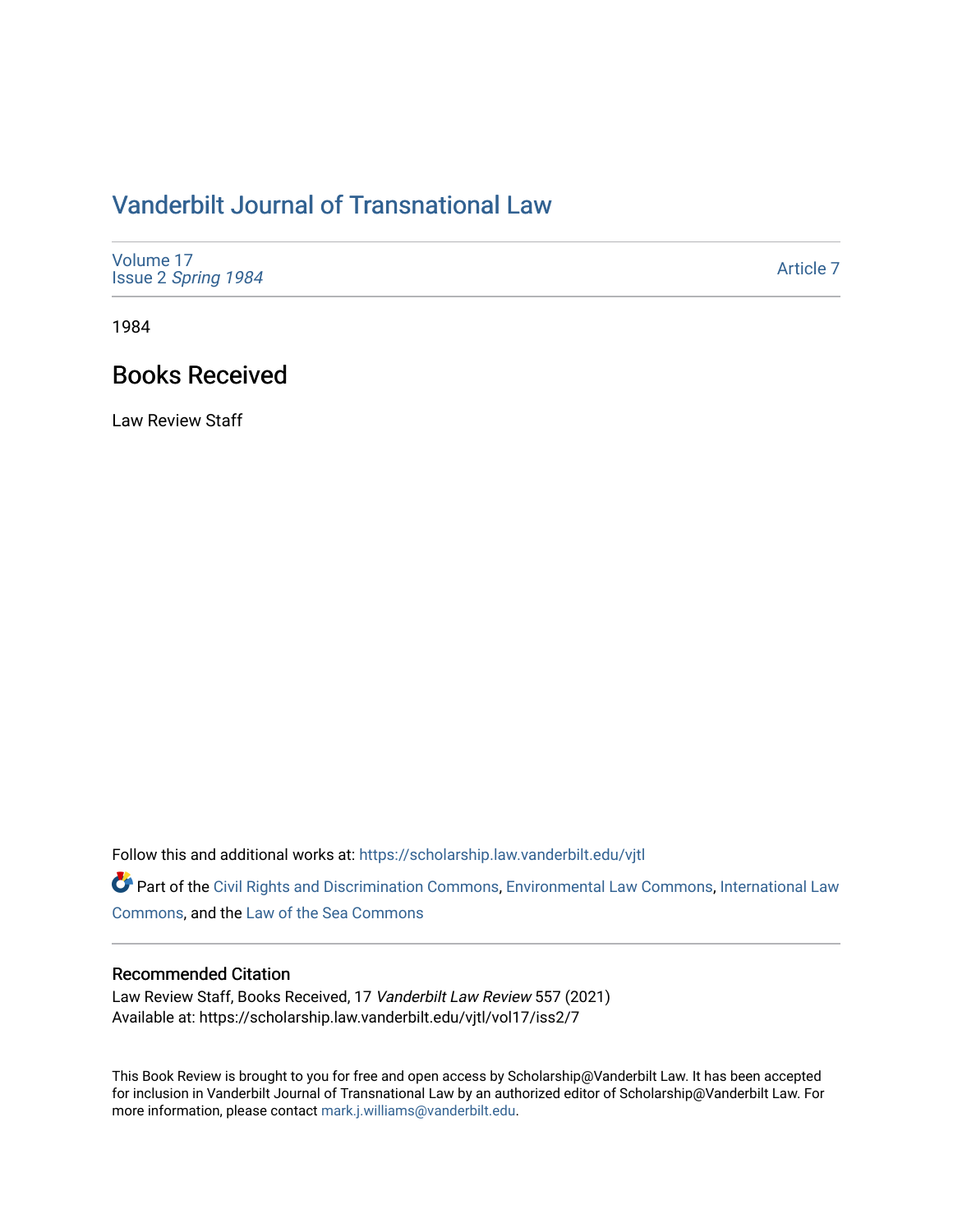# Vanderbilt Journal of Transnational Law

Volume 17
Issue 2 *Spring 1984*

Article 7

1984

## Books Received

Law Review Staff

Follow this and additional works at: https://scholarship.law.vanderbilt.edu/vjtl

Part of the Civil Rights and Discrimination Commons, Environmental Law Commons, International Law Commons, and the Law of the Sea Commons

### Recommended Citation

Law Review Staff, Books Received, 17 *Vanderbilt Law Review* 557 (2021)
Available at: https://scholarship.law.vanderbilt.edu/vjtl/vol17/iss2/7

This Book Review is brought to you for free and open access by Scholarship@Vanderbilt Law. It has been accepted for inclusion in Vanderbilt Journal of Transnational Law by an authorized editor of Scholarship@Vanderbilt Law. For more information, please contact mark.j.williams@vanderbilt.edu.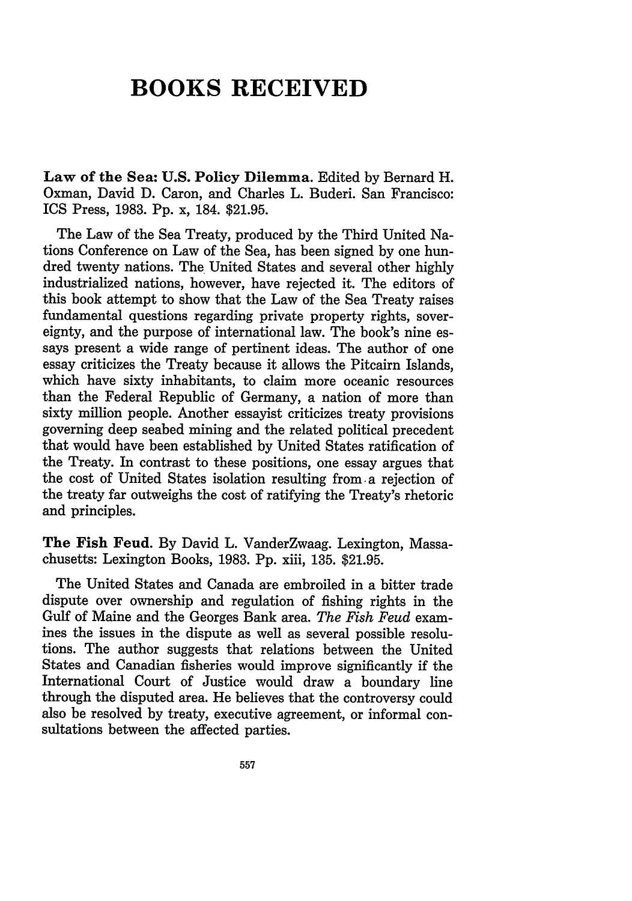# BOOKS RECEIVED

**Law of the Sea: U.S. Policy Dilemma.** Edited by Bernard H. Oxman, David D. Caron, and Charles L. Buderi. San Francisco: ICS Press, 1983. Pp. x, 184. $21.95.

The Law of the Sea Treaty, produced by the Third United Nations Conference on Law of the Sea, has been signed by one hundred twenty nations. The United States and several other highly industrialized nations, however, have rejected it. The editors of this book attempt to show that the Law of the Sea Treaty raises fundamental questions regarding private property rights, sovereignty, and the purpose of international law. The book's nine essays present a wide range of pertinent ideas. The author of one essay criticizes the Treaty because it allows the Pitcairn Islands, which have sixty inhabitants, to claim more oceanic resources than the Federal Republic of Germany, a nation of more than sixty million people. Another essayist criticizes treaty provisions governing deep seabed mining and the related political precedent that would have been established by United States ratification of the Treaty. In contrast to these positions, one essay argues that the cost of United States isolation resulting from a rejection of the treaty far outweighs the cost of ratifying the Treaty's rhetoric and principles.

**The Fish Feud.** By David L. VanderZwaag. Lexington, Massachusetts: Lexington Books, 1983. Pp. xiii, 135. $21.95.

The United States and Canada are embroiled in a bitter trade dispute over ownership and regulation of fishing rights in the Gulf of Maine and the Georges Bank area. *The Fish Feud* examines the issues in the dispute as well as several possible resolutions. The author suggests that relations between the United States and Canadian fisheries would improve significantly if the International Court of Justice would draw a boundary line through the disputed area. He believes that the controversy could also be resolved by treaty, executive agreement, or informal consultations between the affected parties.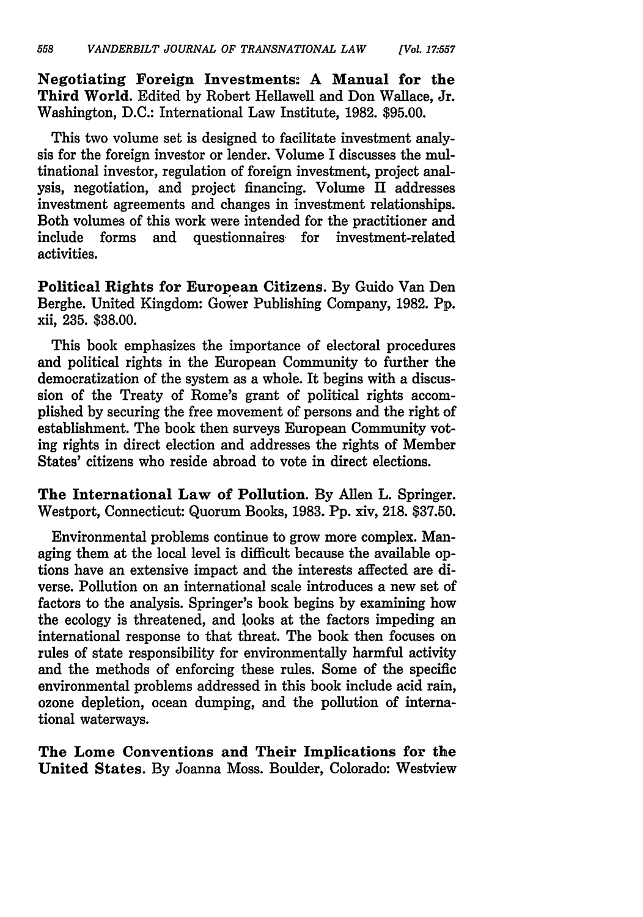**Negotiating Foreign Investments: A Manual for the Third World.** Edited by Robert Hellawell and Don Wallace, Jr. Washington, D.C.: International Law Institute, 1982. $95.00.

This two volume set is designed to facilitate investment analysis for the foreign investor or lender. Volume I discusses the multinational investor, regulation of foreign investment, project analysis, negotiation, and project financing. Volume II addresses investment agreements and changes in investment relationships. Both volumes of this work were intended for the practitioner and include forms and questionnaires for investment-related activities.

**Political Rights for European Citizens.** By Guido Van Den Berghe. United Kingdom: Gower Publishing Company, 1982. Pp. xii, 235. $38.00.

This book emphasizes the importance of electoral procedures and political rights in the European Community to further the democratization of the system as a whole. It begins with a discussion of the Treaty of Rome's grant of political rights accomplished by securing the free movement of persons and the right of establishment. The book then surveys European Community voting rights in direct election and addresses the rights of Member States' citizens who reside abroad to vote in direct elections.

**The International Law of Pollution.** By Allen L. Springer. Westport, Connecticut: Quorum Books, 1983. Pp. xiv, 218. $37.50.

Environmental problems continue to grow more complex. Managing them at the local level is difficult because the available options have an extensive impact and the interests affected are diverse. Pollution on an international scale introduces a new set of factors to the analysis. Springer's book begins by examining how the ecology is threatened, and looks at the factors impeding an international response to that threat. The book then focuses on rules of state responsibility for environmentally harmful activity and the methods of enforcing these rules. Some of the specific environmental problems addressed in this book include acid rain, ozone depletion, ocean dumping, and the pollution of international waterways.

**The Lome Conventions and Their Implications for the United States.** By Joanna Moss. Boulder, Colorado: Westview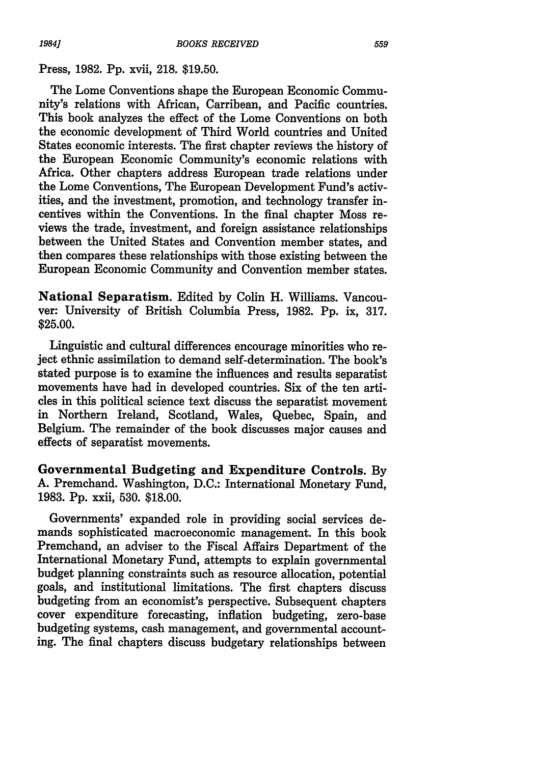Press, 1982. Pp. xvii, 218. $19.50.

The Lome Conventions shape the European Economic Community's relations with African, Carribean, and Pacific countries. This book analyzes the effect of the Lome Conventions on both the economic development of Third World countries and United States economic interests. The first chapter reviews the history of the European Economic Community's economic relations with Africa. Other chapters address European trade relations under the Lome Conventions, The European Development Fund's activities, and the investment, promotion, and technology transfer incentives within the Conventions. In the final chapter Moss reviews the trade, investment, and foreign assistance relationships between the United States and Convention member states, and then compares these relationships with those existing between the European Economic Community and Convention member states.

**National Separatism.** Edited by Colin H. Williams. Vancouver: University of British Columbia Press, 1982. Pp. ix, 317. $25.00.

Linguistic and cultural differences encourage minorities who reject ethnic assimilation to demand self-determination. The book's stated purpose is to examine the influences and results separatist movements have had in developed countries. Six of the ten articles in this political science text discuss the separatist movement in Northern Ireland, Scotland, Wales, Quebec, Spain, and Belgium. The remainder of the book discusses major causes and effects of separatist movements.

**Governmental Budgeting and Expenditure Controls.** By A. Premchand. Washington, D.C.: International Monetary Fund, 1983. Pp. xxii, 530. $18.00.

Governments' expanded role in providing social services demands sophisticated macroeconomic management. In this book Premchand, an adviser to the Fiscal Affairs Department of the International Monetary Fund, attempts to explain governmental budget planning constraints such as resource allocation, potential goals, and institutional limitations. The first chapters discuss budgeting from an economist's perspective. Subsequent chapters cover expenditure forecasting, inflation budgeting, zero-base budgeting systems, cash management, and governmental accounting. The final chapters discuss budgetary relationships between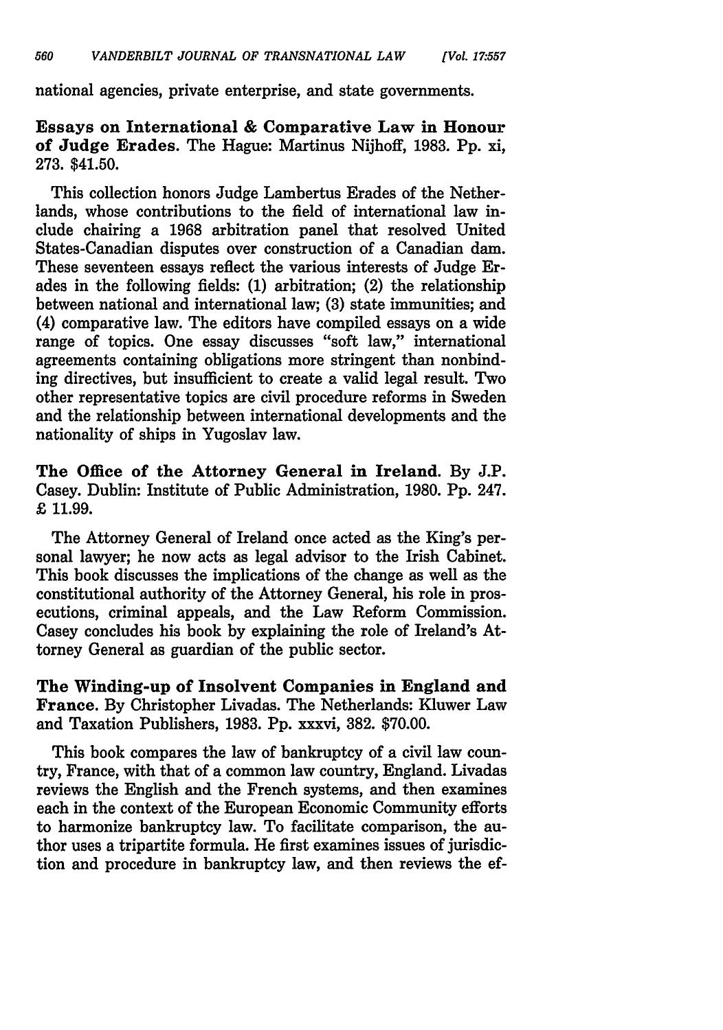national agencies, private enterprise, and state governments.

**Essays on International & Comparative Law in Honour of Judge Erades.** The Hague: Martinus Nijhoff, 1983. Pp. xi, 273. $41.50.

This collection honors Judge Lambertus Erades of the Netherlands, whose contributions to the field of international law include chairing a 1968 arbitration panel that resolved United States-Canadian disputes over construction of a Canadian dam. These seventeen essays reflect the various interests of Judge Erades in the following fields: (1) arbitration; (2) the relationship between national and international law; (3) state immunities; and (4) comparative law. The editors have compiled essays on a wide range of topics. One essay discusses "soft law," international agreements containing obligations more stringent than nonbinding directives, but insufficient to create a valid legal result. Two other representative topics are civil procedure reforms in Sweden and the relationship between international developments and the nationality of ships in Yugoslav law.

**The Office of the Attorney General in Ireland.** By J.P. Casey. Dublin: Institute of Public Administration, 1980. Pp. 247. £ 11.99.

The Attorney General of Ireland once acted as the King's personal lawyer; he now acts as legal advisor to the Irish Cabinet. This book discusses the implications of the change as well as the constitutional authority of the Attorney General, his role in prosecutions, criminal appeals, and the Law Reform Commission. Casey concludes his book by explaining the role of Ireland's Attorney General as guardian of the public sector.

**The Winding-up of Insolvent Companies in England and France.** By Christopher Livadas. The Netherlands: Kluwer Law and Taxation Publishers, 1983. Pp. xxxvi, 382. $70.00.

This book compares the law of bankruptcy of a civil law country, France, with that of a common law country, England. Livadas reviews the English and the French systems, and then examines each in the context of the European Economic Community efforts to harmonize bankruptcy law. To facilitate comparison, the author uses a tripartite formula. He first examines issues of jurisdiction and procedure in bankruptcy law, and then reviews the ef-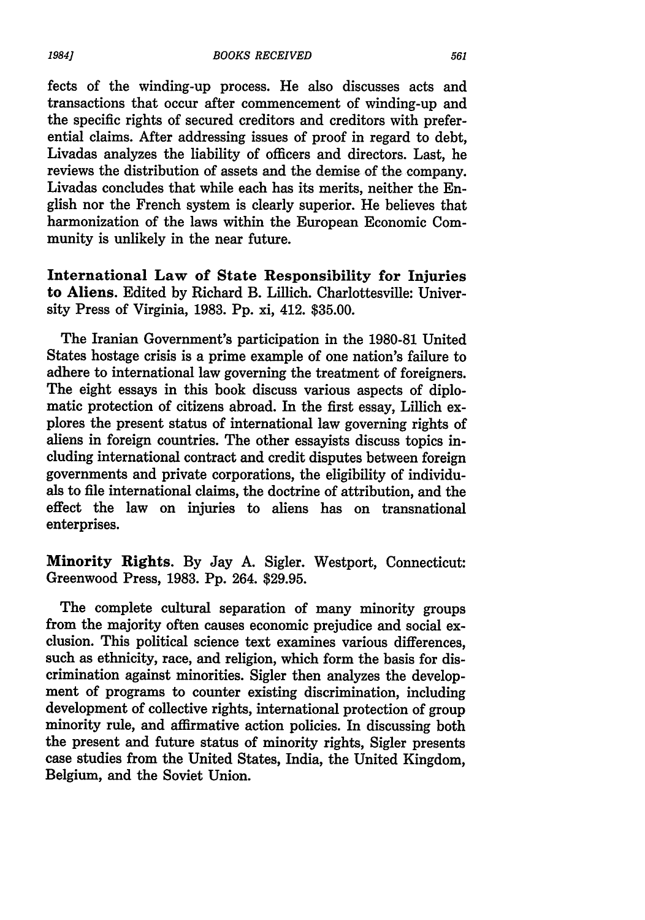fects of the winding-up process. He also discusses acts and transactions that occur after commencement of winding-up and the specific rights of secured creditors and creditors with preferential claims. After addressing issues of proof in regard to debt, Livadas analyzes the liability of officers and directors. Last, he reviews the distribution of assets and the demise of the company. Livadas concludes that while each has its merits, neither the English nor the French system is clearly superior. He believes that harmonization of the laws within the European Economic Community is unlikely in the near future.

**International Law of State Responsibility for Injuries to Aliens.** Edited by Richard B. Lillich. Charlottesville: University Press of Virginia, 1983. Pp. xi, 412. $35.00.

The Iranian Government's participation in the 1980-81 United States hostage crisis is a prime example of one nation's failure to adhere to international law governing the treatment of foreigners. The eight essays in this book discuss various aspects of diplomatic protection of citizens abroad. In the first essay, Lillich explores the present status of international law governing rights of aliens in foreign countries. The other essayists discuss topics including international contract and credit disputes between foreign governments and private corporations, the eligibility of individuals to file international claims, the doctrine of attribution, and the effect the law on injuries to aliens has on transnational enterprises.

**Minority Rights.** By Jay A. Sigler. Westport, Connecticut: Greenwood Press, 1983. Pp. 264. $29.95.

The complete cultural separation of many minority groups from the majority often causes economic prejudice and social exclusion. This political science text examines various differences, such as ethnicity, race, and religion, which form the basis for discrimination against minorities. Sigler then analyzes the development of programs to counter existing discrimination, including development of collective rights, international protection of group minority rule, and affirmative action policies. In discussing both the present and future status of minority rights, Sigler presents case studies from the United States, India, the United Kingdom, Belgium, and the Soviet Union.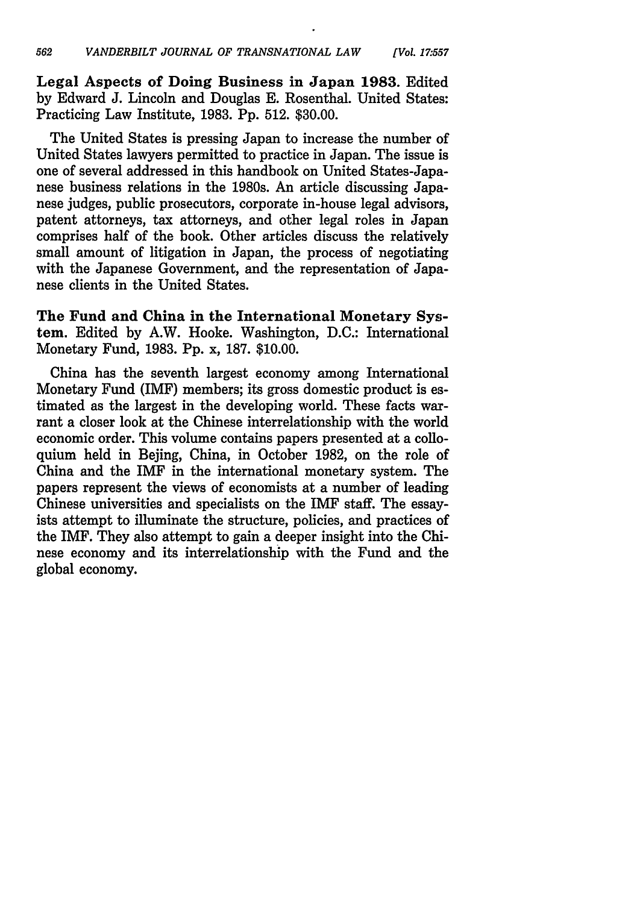**Legal Aspects of Doing Business in Japan 1983.** Edited by Edward J. Lincoln and Douglas E. Rosenthal. United States: Practicing Law Institute, 1983. Pp. 512. $30.00.

The United States is pressing Japan to increase the number of United States lawyers permitted to practice in Japan. The issue is one of several addressed in this handbook on United States-Japanese business relations in the 1980s. An article discussing Japanese judges, public prosecutors, corporate in-house legal advisors, patent attorneys, tax attorneys, and other legal roles in Japan comprises half of the book. Other articles discuss the relatively small amount of litigation in Japan, the process of negotiating with the Japanese Government, and the representation of Japanese clients in the United States.

**The Fund and China in the International Monetary System.** Edited by A.W. Hooke. Washington, D.C.: International Monetary Fund, 1983. Pp. x, 187. $10.00.

China has the seventh largest economy among International Monetary Fund (IMF) members; its gross domestic product is estimated as the largest in the developing world. These facts warrant a closer look at the Chinese interrelationship with the world economic order. This volume contains papers presented at a colloquium held in Bejing, China, in October 1982, on the role of China and the IMF in the international monetary system. The papers represent the views of economists at a number of leading Chinese universities and specialists on the IMF staff. The essayists attempt to illuminate the structure, policies, and practices of the IMF. They also attempt to gain a deeper insight into the Chinese economy and its interrelationship with the Fund and the global economy.